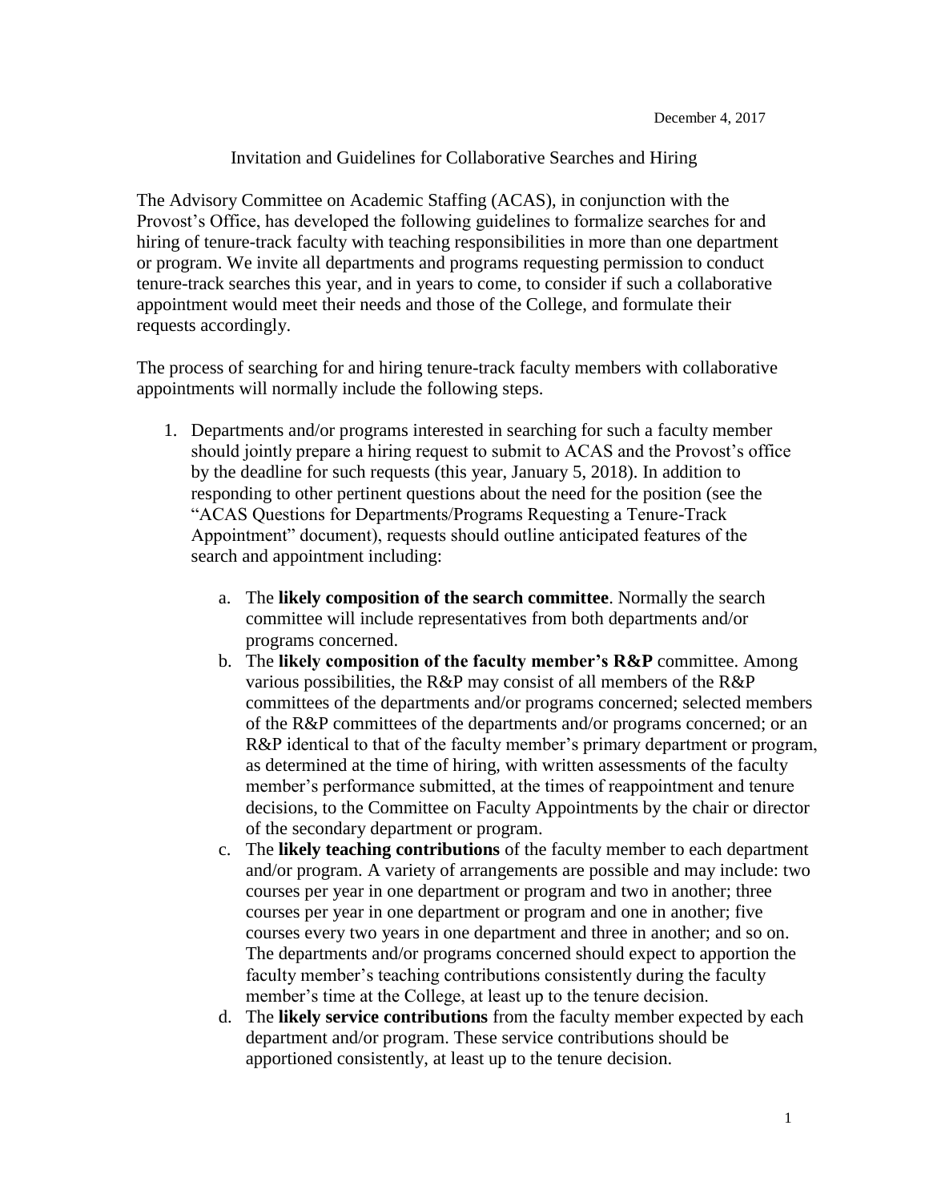December 4, 2017

Invitation and Guidelines for Collaborative Searches and Hiring

The Advisory Committee on Academic Staffing (ACAS), in conjunction with the Provost's Office, has developed the following guidelines to formalize searches for and hiring of tenure-track faculty with teaching responsibilities in more than one department or program. We invite all departments and programs requesting permission to conduct tenure-track searches this year, and in years to come, to consider if such a collaborative appointment would meet their needs and those of the College, and formulate their requests accordingly.

The process of searching for and hiring tenure-track faculty members with collaborative appointments will normally include the following steps.

1. Departments and/or programs interested in searching for such a faculty member should jointly prepare a hiring request to submit to ACAS and the Provost's office by the deadline for such requests (this year, January 5, 2018). In addition to responding to other pertinent questions about the need for the position (see the "ACAS Questions for Departments/Programs Requesting a Tenure-Track Appointment" document), requests should outline anticipated features of the search and appointment including:

    a. The **likely composition of the search committee**. Normally the search committee will include representatives from both departments and/or programs concerned.
    b. The **likely composition of the faculty member's R&P** committee. Among various possibilities, the R&P may consist of all members of the R&P committees of the departments and/or programs concerned; selected members of the R&P committees of the departments and/or programs concerned; or an R&P identical to that of the faculty member's primary department or program, as determined at the time of hiring, with written assessments of the faculty member's performance submitted, at the times of reappointment and tenure decisions, to the Committee on Faculty Appointments by the chair or director of the secondary department or program.
    c. The **likely teaching contributions** of the faculty member to each department and/or program. A variety of arrangements are possible and may include: two courses per year in one department or program and two in another; three courses per year in one department or program and one in another; five courses every two years in one department and three in another; and so on. The departments and/or programs concerned should expect to apportion the faculty member's teaching contributions consistently during the faculty member's time at the College, at least up to the tenure decision.
    d. The **likely service contributions** from the faculty member expected by each department and/or program. These service contributions should be apportioned consistently, at least up to the tenure decision.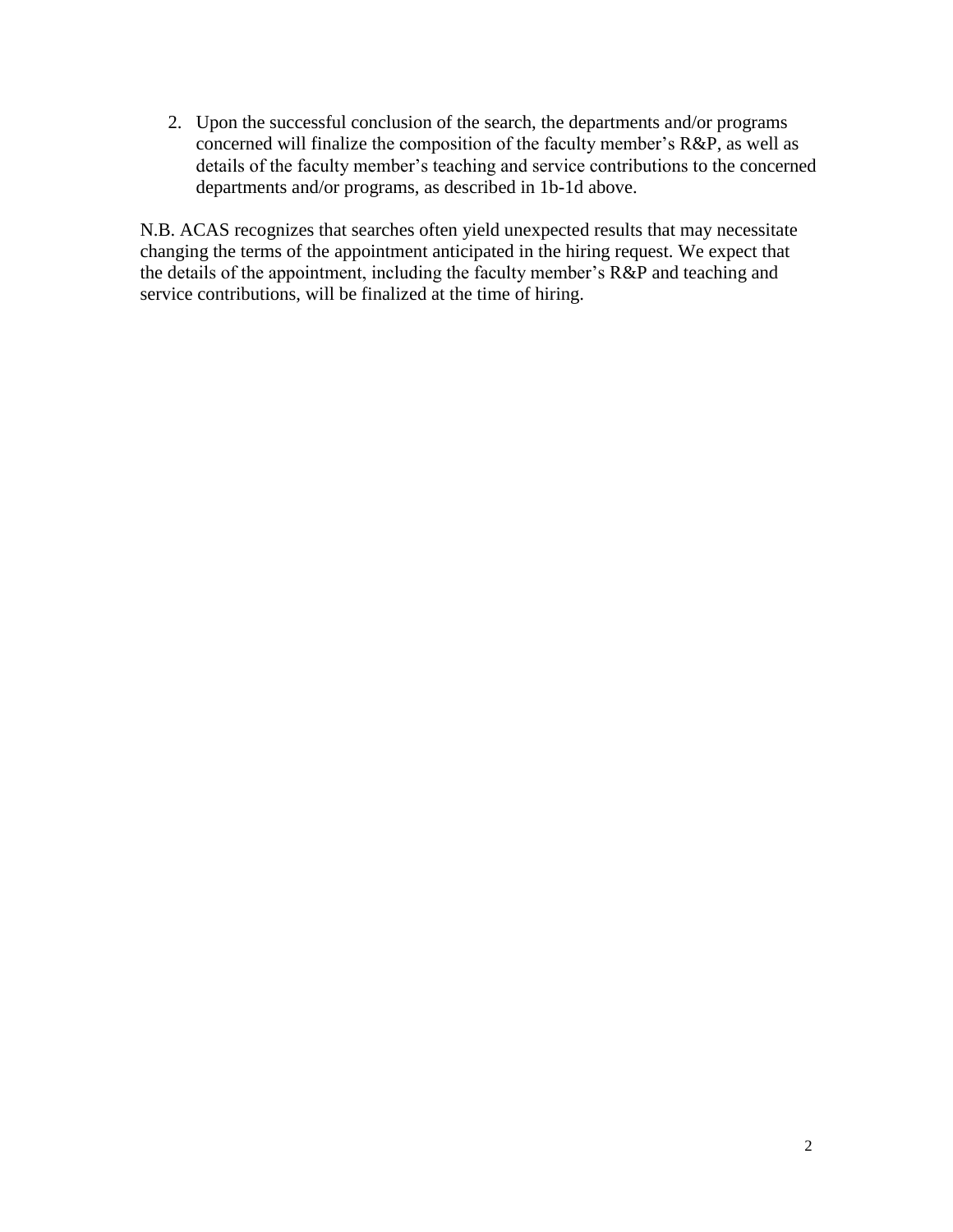2. Upon the successful conclusion of the search, the departments and/or programs concerned will finalize the composition of the faculty member's R&P, as well as details of the faculty member's teaching and service contributions to the concerned departments and/or programs, as described in 1b-1d above.

N.B. ACAS recognizes that searches often yield unexpected results that may necessitate changing the terms of the appointment anticipated in the hiring request. We expect that the details of the appointment, including the faculty member's R&P and teaching and service contributions, will be finalized at the time of hiring.